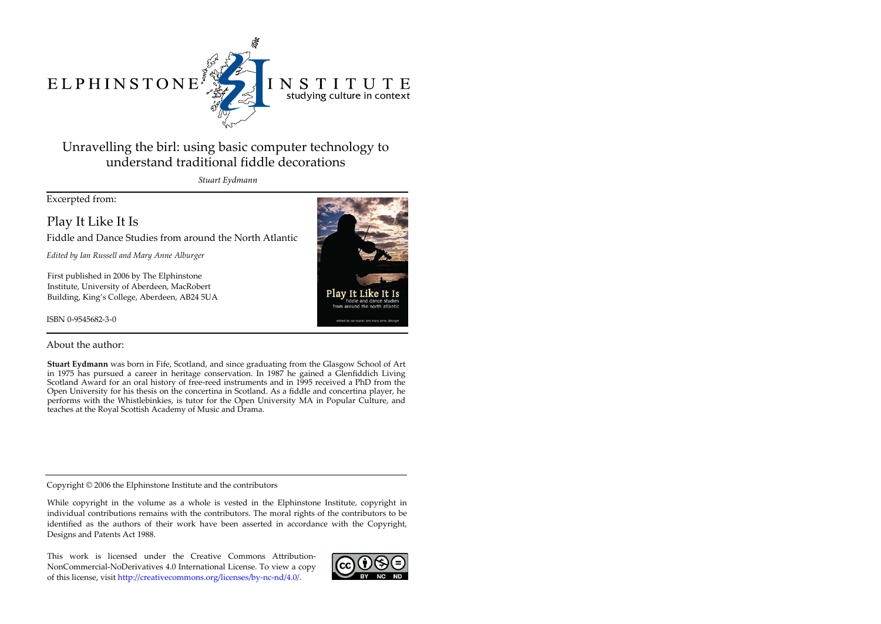ELPHINSTONE INSTITUTE
studying culture in context

# Unravelling the birl: using basic computer technology to understand traditional fiddle decorations

*Stuart Eydmann*

Excerpted from:

## Play It Like It Is

Fiddle and Dance Studies from around the North Atlantic

*Edited by Ian Russell and Mary Anne Alburger*

First published in 2006 by The Elphinstone Institute, University of Aberdeen, MacRobert Building, King's College, Aberdeen, AB24 5UA

ISBN 0-9545682-3-0

About the author:

**Stuart Eydmann** was born in Fife, Scotland, and since graduating from the Glasgow School of Art in 1975 has pursued a career in heritage conservation. In 1987 he gained a Glenfiddich Living Scotland Award for an oral history of free-reed instruments and in 1995 received a PhD from the Open University for his thesis on the concertina in Scotland. As a fiddle and concertina player, he performs with the Whistlebinkies, is tutor for the Open University MA in Popular Culture, and teaches at the Royal Scottish Academy of Music and Drama.

Copyright © 2006 the Elphinstone Institute and the contributors

While copyright in the volume as a whole is vested in the Elphinstone Institute, copyright in individual contributions remains with the contributors. The moral rights of the contributors to be identified as the authors of their work have been asserted in accordance with the Copyright, Designs and Patents Act 1988.

This work is licensed under the Creative Commons Attribution-NonCommercial-NoDerivatives 4.0 International License. To view a copy of this license, visit http://creativecommons.org/licenses/by-nc-nd/4.0/.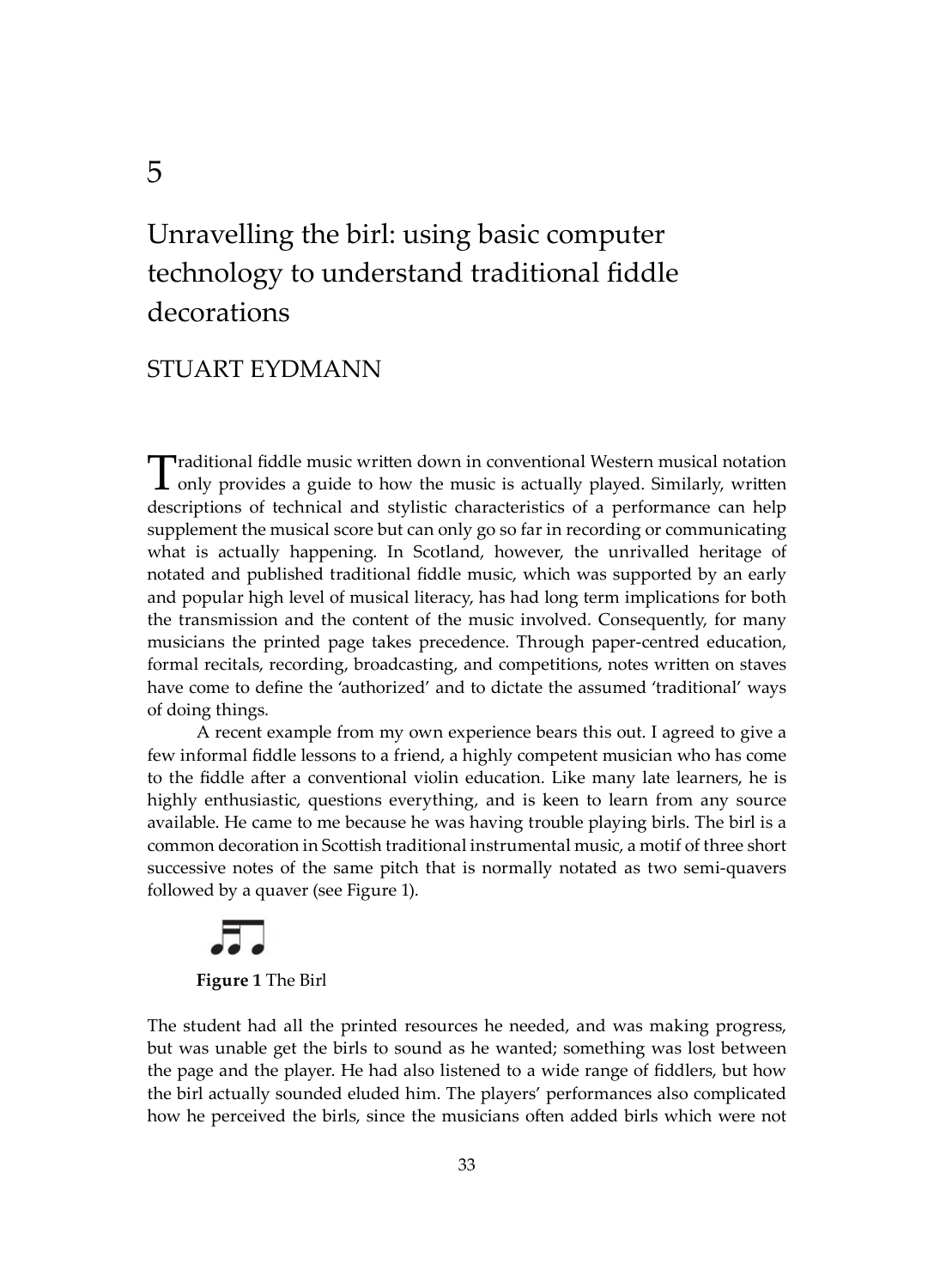# 5

# Unravelling the birl: using basic computer technology to understand traditional fiddle decorations

## STUART EYDMANN

Traditional fiddle music written down in conventional Western musical notation only provides a guide to how the music is actually played. Similarly, written descriptions of technical and stylistic characteristics of a performance can help supplement the musical score but can only go so far in recording or communicating what is actually happening. In Scotland, however, the unrivalled heritage of notated and published traditional fiddle music, which was supported by an early and popular high level of musical literacy, has had long term implications for both the transmission and the content of the music involved. Consequently, for many musicians the printed page takes precedence. Through paper-centred education, formal recitals, recording, broadcasting, and competitions, notes written on staves have come to define the 'authorized' and to dictate the assumed 'traditional' ways of doing things.

A recent example from my own experience bears this out. I agreed to give a few informal fiddle lessons to a friend, a highly competent musician who has come to the fiddle after a conventional violin education. Like many late learners, he is highly enthusiastic, questions everything, and is keen to learn from any source available. He came to me because he was having trouble playing birls. The birl is a common decoration in Scottish traditional instrumental music, a motif of three short successive notes of the same pitch that is normally notated as two semi-quavers followed by a quaver (see Figure 1).

**Figure 1** The Birl

The student had all the printed resources he needed, and was making progress, but was unable get the birls to sound as he wanted; something was lost between the page and the player. He had also listened to a wide range of fiddlers, but how the birl actually sounded eluded him. The players' performances also complicated how he perceived the birls, since the musicians often added birls which were not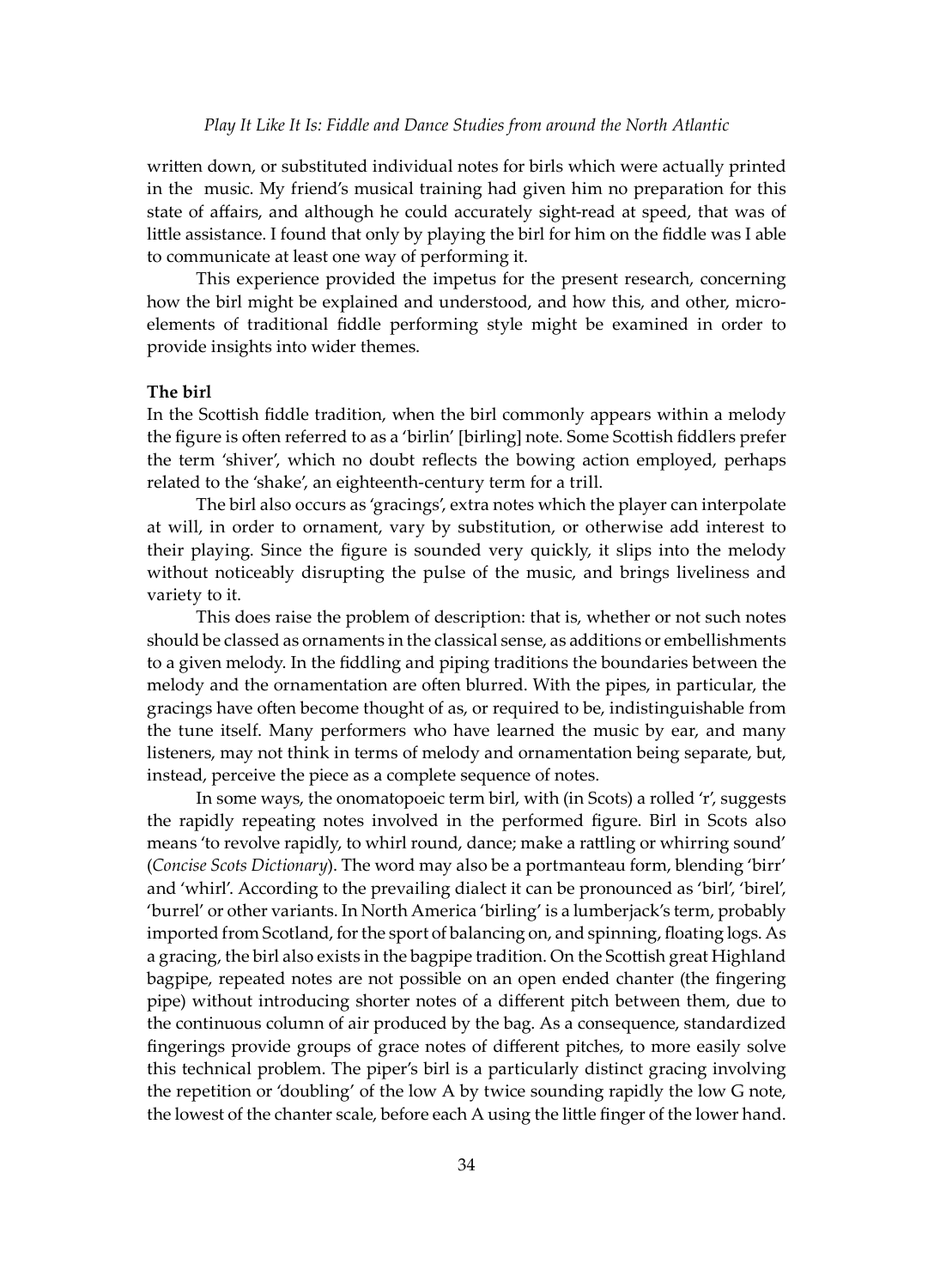written down, or substituted individual notes for birls which were actually printed in the music. My friend's musical training had given him no preparation for this state of affairs, and although he could accurately sight-read at speed, that was of little assistance. I found that only by playing the birl for him on the fiddle was I able to communicate at least one way of performing it.

This experience provided the impetus for the present research, concerning how the birl might be explained and understood, and how this, and other, micro-elements of traditional fiddle performing style might be examined in order to provide insights into wider themes.

**The birl**

In the Scottish fiddle tradition, when the birl commonly appears within a melody the figure is often referred to as a 'birlin' [birling] note. Some Scottish fiddlers prefer the term 'shiver', which no doubt reflects the bowing action employed, perhaps related to the 'shake', an eighteenth-century term for a trill.

The birl also occurs as 'gracings', extra notes which the player can interpolate at will, in order to ornament, vary by substitution, or otherwise add interest to their playing. Since the figure is sounded very quickly, it slips into the melody without noticeably disrupting the pulse of the music, and brings liveliness and variety to it.

This does raise the problem of description: that is, whether or not such notes should be classed as ornaments in the classical sense, as additions or embellishments to a given melody. In the fiddling and piping traditions the boundaries between the melody and the ornamentation are often blurred. With the pipes, in particular, the gracings have often become thought of as, or required to be, indistinguishable from the tune itself. Many performers who have learned the music by ear, and many listeners, may not think in terms of melody and ornamentation being separate, but, instead, perceive the piece as a complete sequence of notes.

In some ways, the onomatopoeic term birl, with (in Scots) a rolled 'r', suggests the rapidly repeating notes involved in the performed figure. Birl in Scots also means 'to revolve rapidly, to whirl round, dance; make a rattling or whirring sound' (*Concise Scots Dictionary*). The word may also be a portmanteau form, blending 'birr' and 'whirl'. According to the prevailing dialect it can be pronounced as 'birl', 'birel', 'burrel' or other variants. In North America 'birling' is a lumberjack's term, probably imported from Scotland, for the sport of balancing on, and spinning, floating logs. As a gracing, the birl also exists in the bagpipe tradition. On the Scottish great Highland bagpipe, repeated notes are not possible on an open ended chanter (the fingering pipe) without introducing shorter notes of a different pitch between them, due to the continuous column of air produced by the bag. As a consequence, standardized fingerings provide groups of grace notes of different pitches, to more easily solve this technical problem. The piper's birl is a particularly distinct gracing involving the repetition or 'doubling' of the low A by twice sounding rapidly the low G note, the lowest of the chanter scale, before each A using the little finger of the lower hand.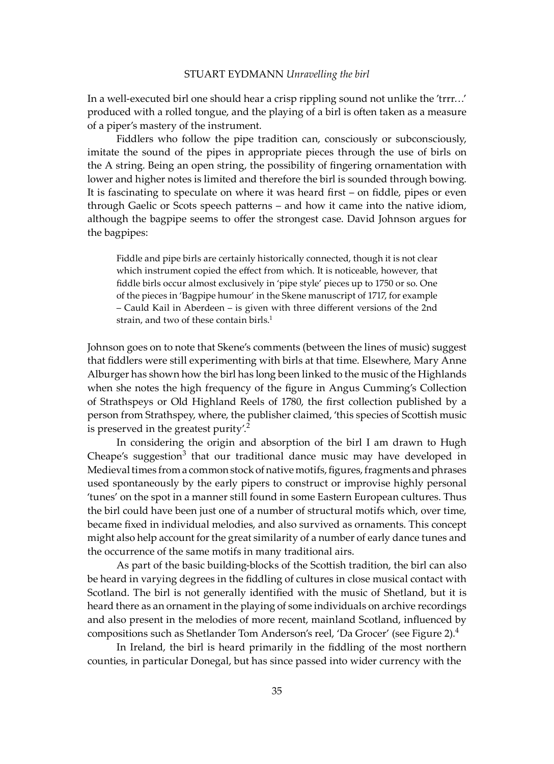In a well-executed birl one should hear a crisp rippling sound not unlike the 'trrr…' produced with a rolled tongue, and the playing of a birl is often taken as a measure of a piper's mastery of the instrument.

Fiddlers who follow the pipe tradition can, consciously or subconsciously, imitate the sound of the pipes in appropriate pieces through the use of birls on the A string. Being an open string, the possibility of fingering ornamentation with lower and higher notes is limited and therefore the birl is sounded through bowing. It is fascinating to speculate on where it was heard first – on fiddle, pipes or even through Gaelic or Scots speech patterns – and how it came into the native idiom, although the bagpipe seems to offer the strongest case. David Johnson argues for the bagpipes:

> Fiddle and pipe birls are certainly historically connected, though it is not clear which instrument copied the effect from which. It is noticeable, however, that fiddle birls occur almost exclusively in 'pipe style' pieces up to 1750 or so. One of the pieces in 'Bagpipe humour' in the Skene manuscript of 1717, for example – Cauld Kail in Aberdeen – is given with three different versions of the 2nd strain, and two of these contain birls.[1]

Johnson goes on to note that Skene's comments (between the lines of music) suggest that fiddlers were still experimenting with birls at that time. Elsewhere, Mary Anne Alburger has shown how the birl has long been linked to the music of the Highlands when she notes the high frequency of the figure in Angus Cumming's Collection of Strathspeys or Old Highland Reels of 1780, the first collection published by a person from Strathspey, where, the publisher claimed, 'this species of Scottish music is preserved in the greatest purity'.[2]

In considering the origin and absorption of the birl I am drawn to Hugh Cheape's suggestion[3] that our traditional dance music may have developed in Medieval times from a common stock of native motifs, figures, fragments and phrases used spontaneously by the early pipers to construct or improvise highly personal 'tunes' on the spot in a manner still found in some Eastern European cultures. Thus the birl could have been just one of a number of structural motifs which, over time, became fixed in individual melodies, and also survived as ornaments. This concept might also help account for the great similarity of a number of early dance tunes and the occurrence of the same motifs in many traditional airs.

As part of the basic building-blocks of the Scottish tradition, the birl can also be heard in varying degrees in the fiddling of cultures in close musical contact with Scotland. The birl is not generally identified with the music of Shetland, but it is heard there as an ornament in the playing of some individuals on archive recordings and also present in the melodies of more recent, mainland Scotland, influenced by compositions such as Shetlander Tom Anderson's reel, 'Da Grocer' (see Figure 2).[4]

In Ireland, the birl is heard primarily in the fiddling of the most northern counties, in particular Donegal, but has since passed into wider currency with the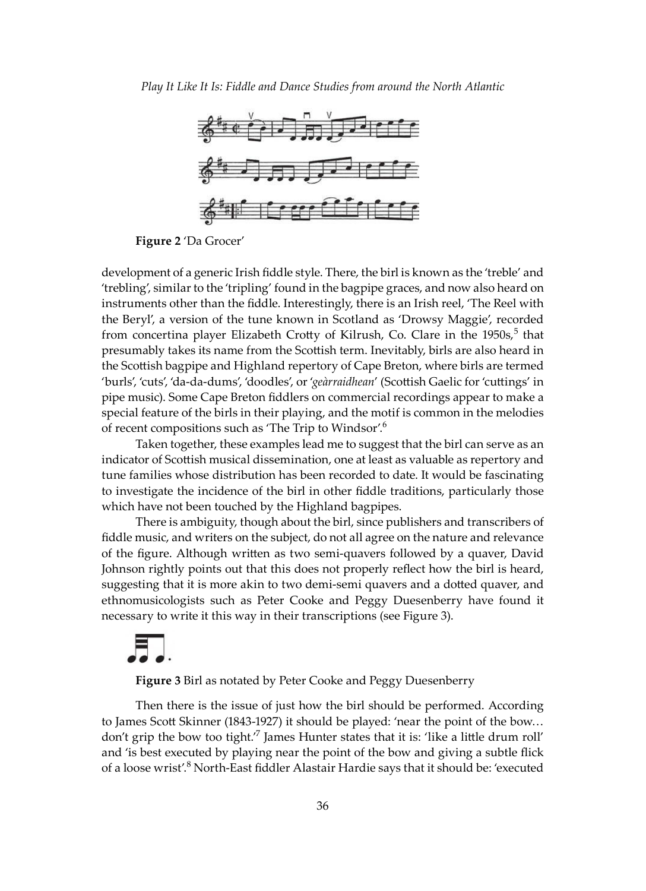**Figure 2** 'Da Grocer'

development of a generic Irish fiddle style. There, the birl is known as the 'treble' and 'trebling', similar to the 'tripling' found in the bagpipe graces, and now also heard on instruments other than the fiddle. Interestingly, there is an Irish reel, 'The Reel with the Beryl', a version of the tune known in Scotland as 'Drowsy Maggie', recorded from concertina player Elizabeth Crotty of Kilrush, Co. Clare in the 1950s,[5] that presumably takes its name from the Scottish term. Inevitably, birls are also heard in the Scottish bagpipe and Highland repertory of Cape Breton, where birls are termed 'burls', 'cuts', 'da-da-dums', 'doodles', or '*geàrraidhean*' (Scottish Gaelic for 'cuttings' in pipe music). Some Cape Breton fiddlers on commercial recordings appear to make a special feature of the birls in their playing, and the motif is common in the melodies of recent compositions such as 'The Trip to Windsor'.[6]

Taken together, these examples lead me to suggest that the birl can serve as an indicator of Scottish musical dissemination, one at least as valuable as repertory and tune families whose distribution has been recorded to date. It would be fascinating to investigate the incidence of the birl in other fiddle traditions, particularly those which have not been touched by the Highland bagpipes.

There is ambiguity, though about the birl, since publishers and transcribers of fiddle music, and writers on the subject, do not all agree on the nature and relevance of the figure. Although written as two semi-quavers followed by a quaver, David Johnson rightly points out that this does not properly reflect how the birl is heard, suggesting that it is more akin to two demi-semi quavers and a dotted quaver, and ethnomusicologists such as Peter Cooke and Peggy Duesenberry have found it necessary to write it this way in their transcriptions (see Figure 3).

**Figure 3** Birl as notated by Peter Cooke and Peggy Duesenberry

Then there is the issue of just how the birl should be performed. According to James Scott Skinner (1843-1927) it should be played: 'near the point of the bow… don't grip the bow too tight.'[7] James Hunter states that it is: 'like a little drum roll' and 'is best executed by playing near the point of the bow and giving a subtle flick of a loose wrist'.[8] North-East fiddler Alastair Hardie says that it should be: 'executed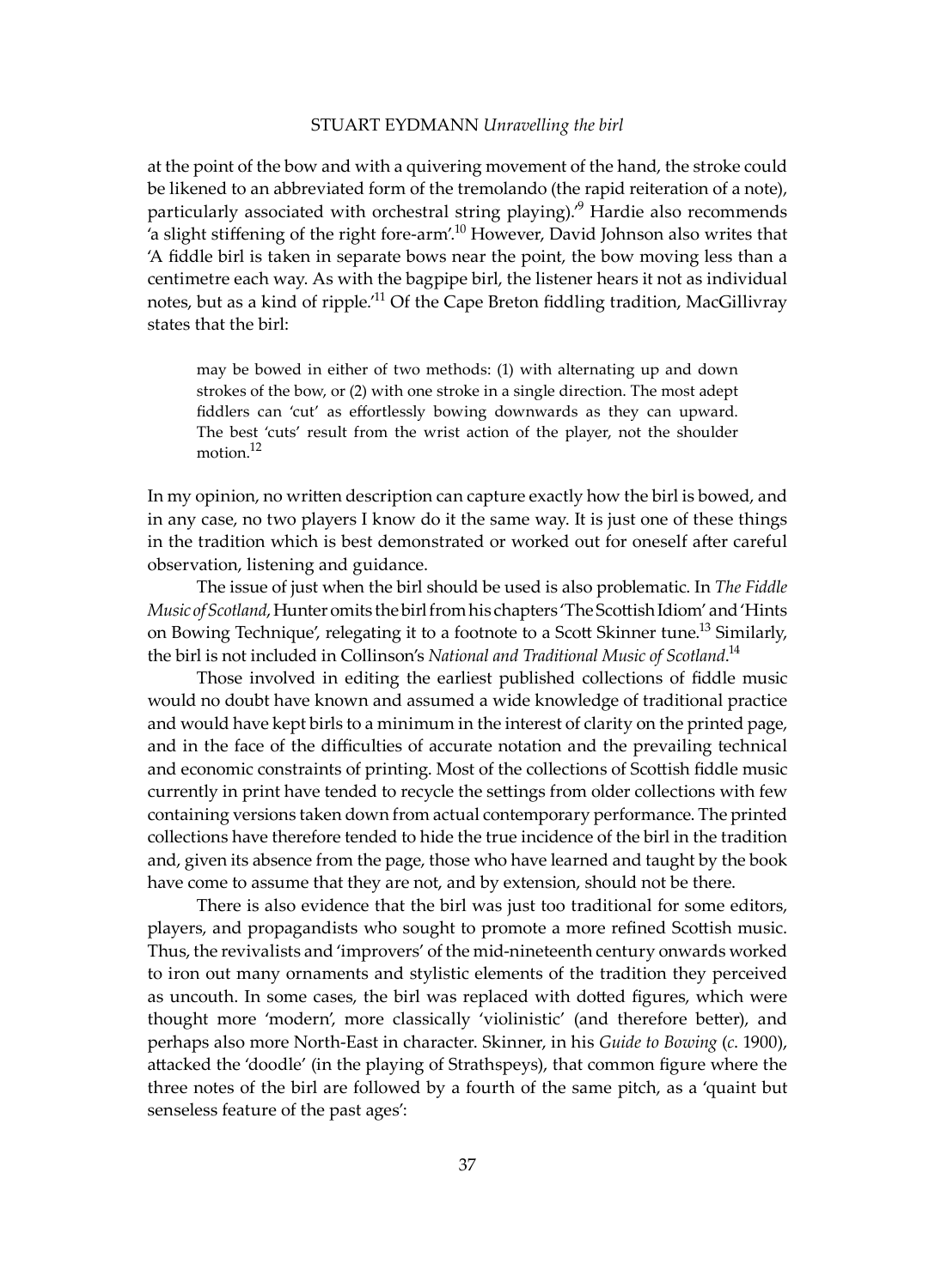at the point of the bow and with a quivering movement of the hand, the stroke could be likened to an abbreviated form of the tremolando (the rapid reiteration of a note), particularly associated with orchestral string playing).'[9] Hardie also recommends 'a slight stiffening of the right fore-arm'.[10] However, David Johnson also writes that 'A fiddle birl is taken in separate bows near the point, the bow moving less than a centimetre each way. As with the bagpipe birl, the listener hears it not as individual notes, but as a kind of ripple.'[11] Of the Cape Breton fiddling tradition, MacGillivray states that the birl:

> may be bowed in either of two methods: (1) with alternating up and down strokes of the bow, or (2) with one stroke in a single direction. The most adept fiddlers can 'cut' as effortlessly bowing downwards as they can upward. The best 'cuts' result from the wrist action of the player, not the shoulder motion.[12]

In my opinion, no written description can capture exactly how the birl is bowed, and in any case, no two players I know do it the same way. It is just one of these things in the tradition which is best demonstrated or worked out for oneself after careful observation, listening and guidance.

The issue of just when the birl should be used is also problematic. In *The Fiddle Music of Scotland*, Hunter omits the birl from his chapters 'The Scottish Idiom' and 'Hints on Bowing Technique', relegating it to a footnote to a Scott Skinner tune.[13] Similarly, the birl is not included in Collinson's *National and Traditional Music of Scotland*.[14]

Those involved in editing the earliest published collections of fiddle music would no doubt have known and assumed a wide knowledge of traditional practice and would have kept birls to a minimum in the interest of clarity on the printed page, and in the face of the difficulties of accurate notation and the prevailing technical and economic constraints of printing. Most of the collections of Scottish fiddle music currently in print have tended to recycle the settings from older collections with few containing versions taken down from actual contemporary performance. The printed collections have therefore tended to hide the true incidence of the birl in the tradition and, given its absence from the page, those who have learned and taught by the book have come to assume that they are not, and by extension, should not be there.

There is also evidence that the birl was just too traditional for some editors, players, and propagandists who sought to promote a more refined Scottish music. Thus, the revivalists and 'improvers' of the mid-nineteenth century onwards worked to iron out many ornaments and stylistic elements of the tradition they perceived as uncouth. In some cases, the birl was replaced with dotted figures, which were thought more 'modern', more classically 'violinistic' (and therefore better), and perhaps also more North-East in character. Skinner, in his *Guide to Bowing* (*c*. 1900), attacked the 'doodle' (in the playing of Strathspeys), that common figure where the three notes of the birl are followed by a fourth of the same pitch, as a 'quaint but senseless feature of the past ages':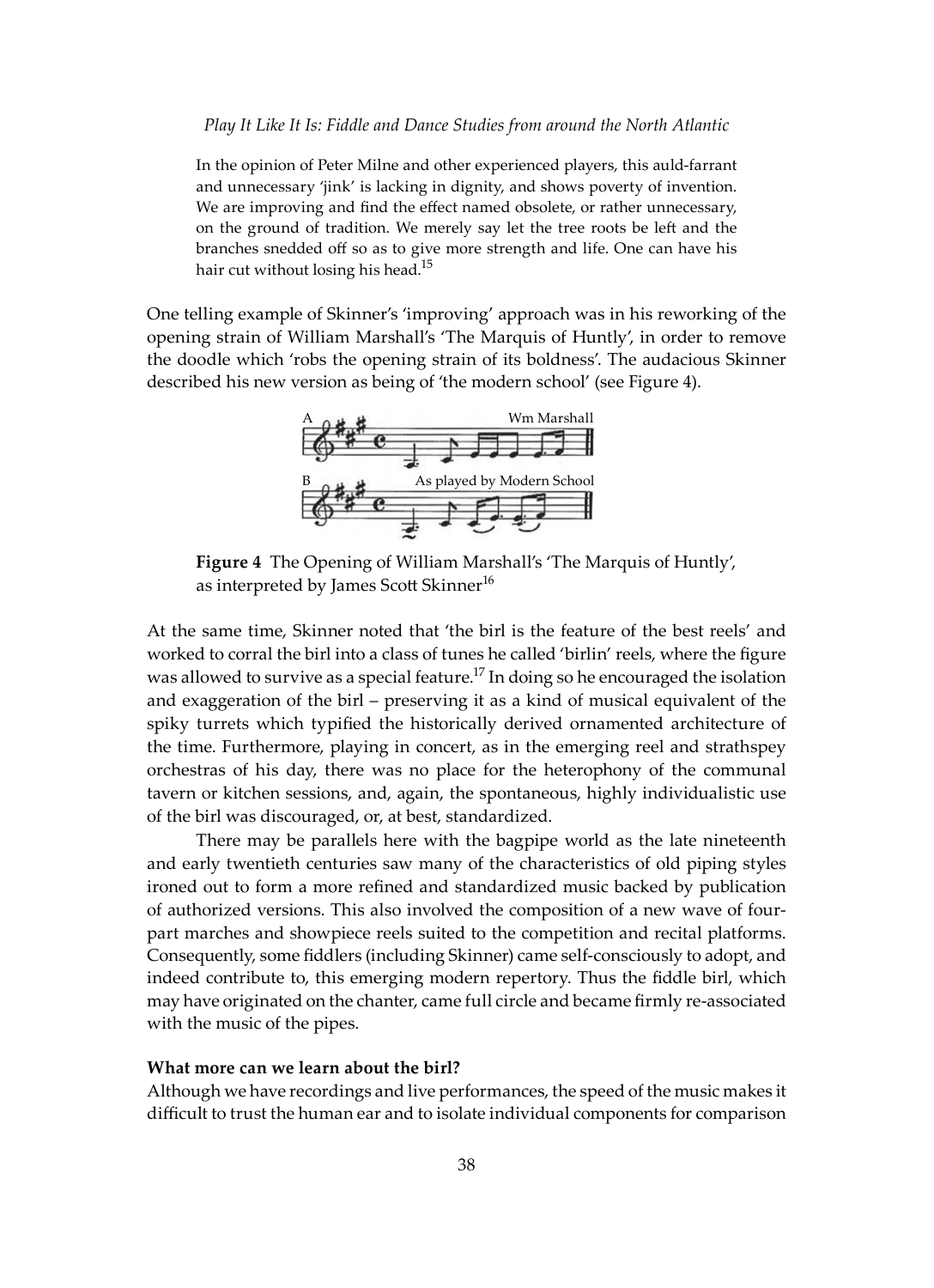> In the opinion of Peter Milne and other experienced players, this auld-farrant and unnecessary 'jink' is lacking in dignity, and shows poverty of invention. We are improving and find the effect named obsolete, or rather unnecessary, on the ground of tradition. We merely say let the tree roots be left and the branches snedded off so as to give more strength and life. One can have his hair cut without losing his head.[15]

One telling example of Skinner's 'improving' approach was in his reworking of the opening strain of William Marshall's 'The Marquis of Huntly', in order to remove the doodle which 'robs the opening strain of its boldness'. The audacious Skinner described his new version as being of 'the modern school' (see Figure 4).

**Figure 4** The Opening of William Marshall's 'The Marquis of Huntly', as interpreted by James Scott Skinner[16]

At the same time, Skinner noted that 'the birl is the feature of the best reels' and worked to corral the birl into a class of tunes he called 'birlin' reels, where the figure was allowed to survive as a special feature.[17] In doing so he encouraged the isolation and exaggeration of the birl – preserving it as a kind of musical equivalent of the spiky turrets which typified the historically derived ornamented architecture of the time. Furthermore, playing in concert, as in the emerging reel and strathspey orchestras of his day, there was no place for the heterophony of the communal tavern or kitchen sessions, and, again, the spontaneous, highly individualistic use of the birl was discouraged, or, at best, standardized.

There may be parallels here with the bagpipe world as the late nineteenth and early twentieth centuries saw many of the characteristics of old piping styles ironed out to form a more refined and standardized music backed by publication of authorized versions. This also involved the composition of a new wave of four-part marches and showpiece reels suited to the competition and recital platforms. Consequently, some fiddlers (including Skinner) came self-consciously to adopt, and indeed contribute to, this emerging modern repertory. Thus the fiddle birl, which may have originated on the chanter, came full circle and became firmly re-associated with the music of the pipes.

**What more can we learn about the birl?**

Although we have recordings and live performances, the speed of the music makes it difficult to trust the human ear and to isolate individual components for comparison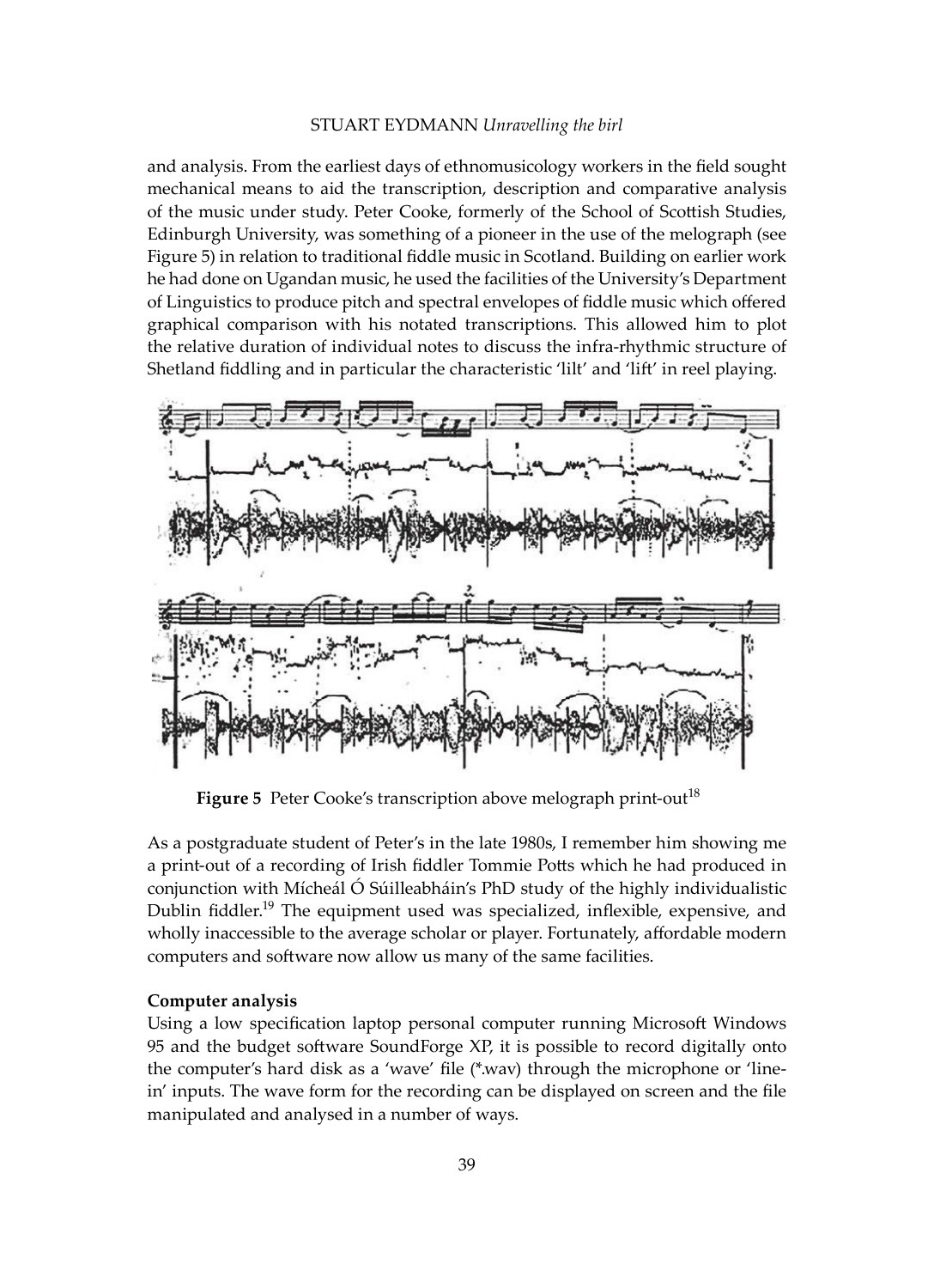and analysis. From the earliest days of ethnomusicology workers in the field sought mechanical means to aid the transcription, description and comparative analysis of the music under study. Peter Cooke, formerly of the School of Scottish Studies, Edinburgh University, was something of a pioneer in the use of the melograph (see Figure 5) in relation to traditional fiddle music in Scotland. Building on earlier work he had done on Ugandan music, he used the facilities of the University's Department of Linguistics to produce pitch and spectral envelopes of fiddle music which offered graphical comparison with his notated transcriptions. This allowed him to plot the relative duration of individual notes to discuss the infra-rhythmic structure of Shetland fiddling and in particular the characteristic 'lilt' and 'lift' in reel playing.

**Figure 5** Peter Cooke's transcription above melograph print-out[18]

As a postgraduate student of Peter's in the late 1980s, I remember him showing me a print-out of a recording of Irish fiddler Tommie Potts which he had produced in conjunction with Mícheál Ó Súilleabháin's PhD study of the highly individualistic Dublin fiddler.[19] The equipment used was specialized, inflexible, expensive, and wholly inaccessible to the average scholar or player. Fortunately, affordable modern computers and software now allow us many of the same facilities.

**Computer analysis**

Using a low specification laptop personal computer running Microsoft Windows 95 and the budget software SoundForge XP, it is possible to record digitally onto the computer's hard disk as a 'wave' file (*.wav) through the microphone or 'line-in' inputs. The wave form for the recording can be displayed on screen and the file manipulated and analysed in a number of ways.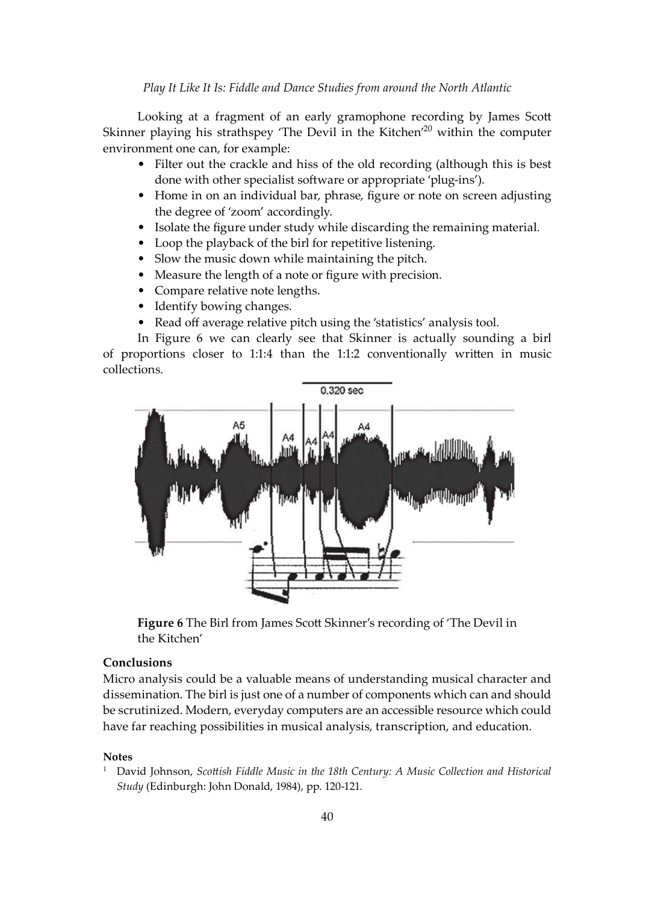Looking at a fragment of an early gramophone recording by James Scott Skinner playing his strathspey 'The Devil in the Kitchen'[20] within the computer environment one can, for example:

- Filter out the crackle and hiss of the old recording (although this is best done with other specialist software or appropriate 'plug-ins').
- Home in on an individual bar, phrase, figure or note on screen adjusting the degree of 'zoom' accordingly.
- Isolate the figure under study while discarding the remaining material.
- Loop the playback of the birl for repetitive listening.
- Slow the music down while maintaining the pitch.
- Measure the length of a note or figure with precision.
- Compare relative note lengths.
- Identify bowing changes.
- Read off average relative pitch using the 'statistics' analysis tool.

In Figure 6 we can clearly see that Skinner is actually sounding a birl of proportions closer to 1:1:4 than the 1:1:2 conventionally written in music collections.

**Figure 6** The Birl from James Scott Skinner's recording of 'The Devil in the Kitchen'

### Conclusions

Micro analysis could be a valuable means of understanding musical character and dissemination. The birl is just one of a number of components which can and should be scrutinized. Modern, everyday computers are an accessible resource which could have far reaching possibilities in musical analysis, transcription, and education.

#### Notes

1 David Johnson, *Scottish Fiddle Music in the 18th Century: A Music Collection and Historical Study* (Edinburgh: John Donald, 1984), pp. 120-121.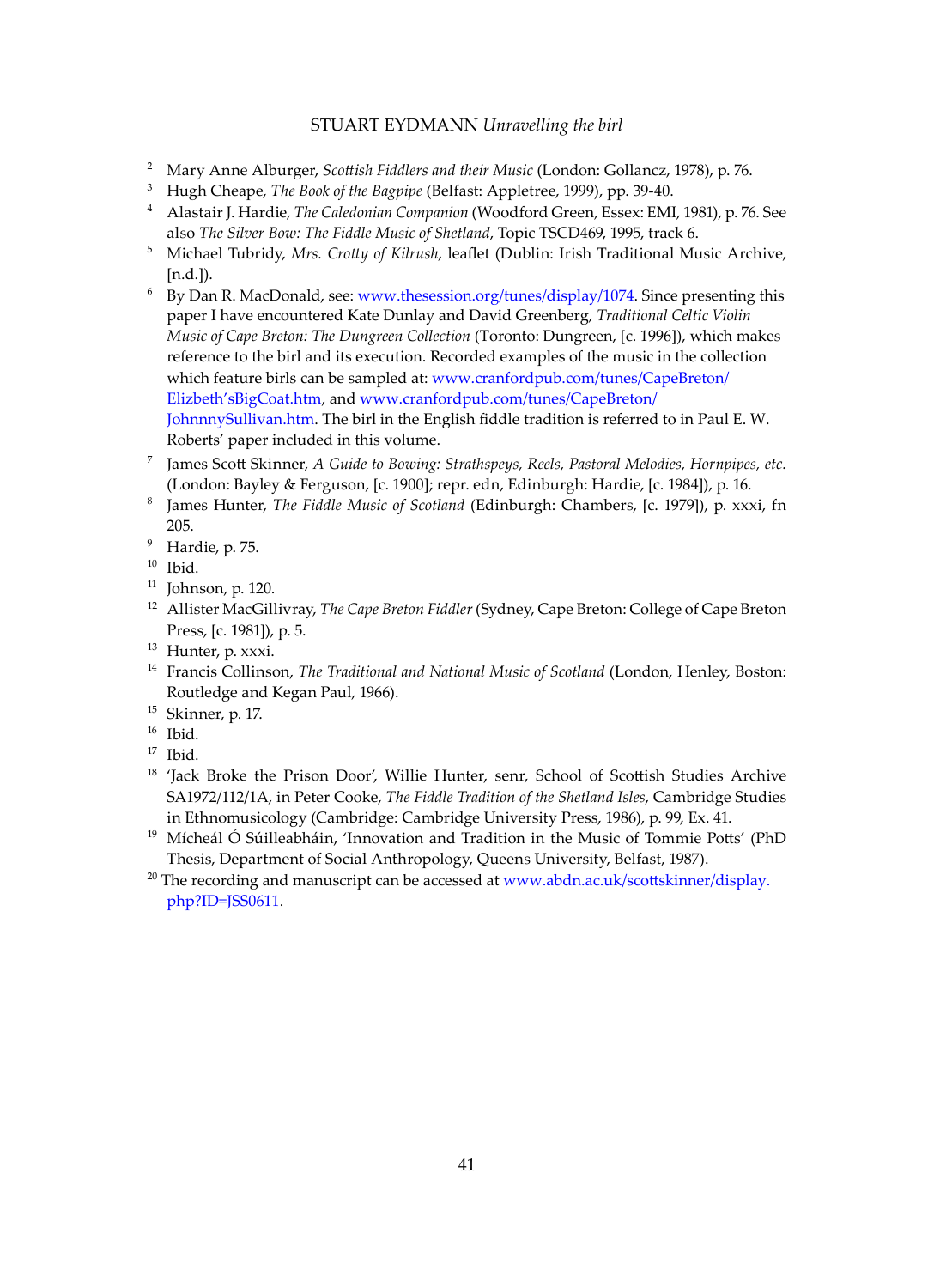2 Mary Anne Alburger, *Scottish Fiddlers and their Music* (London: Gollancz, 1978), p. 76.

3 Hugh Cheape, *The Book of the Bagpipe* (Belfast: Appletree, 1999), pp. 39-40.

4 Alastair J. Hardie, *The Caledonian Companion* (Woodford Green, Essex: EMI, 1981), p. 76. See also *The Silver Bow: The Fiddle Music of Shetland*, Topic TSCD469, 1995, track 6.

5 Michael Tubridy, *Mrs. Crotty of Kilrush*, leaflet (Dublin: Irish Traditional Music Archive, [n.d.]).

6 By Dan R. MacDonald, see: www.thesession.org/tunes/display/1074. Since presenting this paper I have encountered Kate Dunlay and David Greenberg, *Traditional Celtic Violin Music of Cape Breton: The Dungreen Collection* (Toronto: Dungreen, [c. 1996]), which makes reference to the birl and its execution. Recorded examples of the music in the collection which feature birls can be sampled at: www.cranfordpub.com/tunes/CapeBreton/Elizbeth'sBigCoat.htm, and www.cranfordpub.com/tunes/CapeBreton/JohnnnySullivan.htm. The birl in the English fiddle tradition is referred to in Paul E. W. Roberts' paper included in this volume.

7 James Scott Skinner, *A Guide to Bowing: Strathspeys, Reels, Pastoral Melodies, Hornpipes, etc.* (London: Bayley & Ferguson, [c. 1900]; repr. edn, Edinburgh: Hardie, [c. 1984]), p. 16.

8 James Hunter, *The Fiddle Music of Scotland* (Edinburgh: Chambers, [c. 1979]), p. xxxi, fn 205.

9 Hardie, p. 75.

10 Ibid.

11 Johnson, p. 120.

12 Allister MacGillivray, *The Cape Breton Fiddler* (Sydney, Cape Breton: College of Cape Breton Press, [c. 1981]), p. 5.

13 Hunter, p. xxxi.

14 Francis Collinson, *The Traditional and National Music of Scotland* (London, Henley, Boston: Routledge and Kegan Paul, 1966).

15 Skinner, p. 17.

16 Ibid.

17 Ibid.

18 'Jack Broke the Prison Door', Willie Hunter, senr, School of Scottish Studies Archive SA1972/112/1A, in Peter Cooke, *The Fiddle Tradition of the Shetland Isles*, Cambridge Studies in Ethnomusicology (Cambridge: Cambridge University Press, 1986), p. 99, Ex. 41.

19 Mícheál Ó Súilleabháin, 'Innovation and Tradition in the Music of Tommie Potts' (PhD Thesis, Department of Social Anthropology, Queens University, Belfast, 1987).

20 The recording and manuscript can be accessed at www.abdn.ac.uk/scottskinner/display.php?ID=JSS0611.